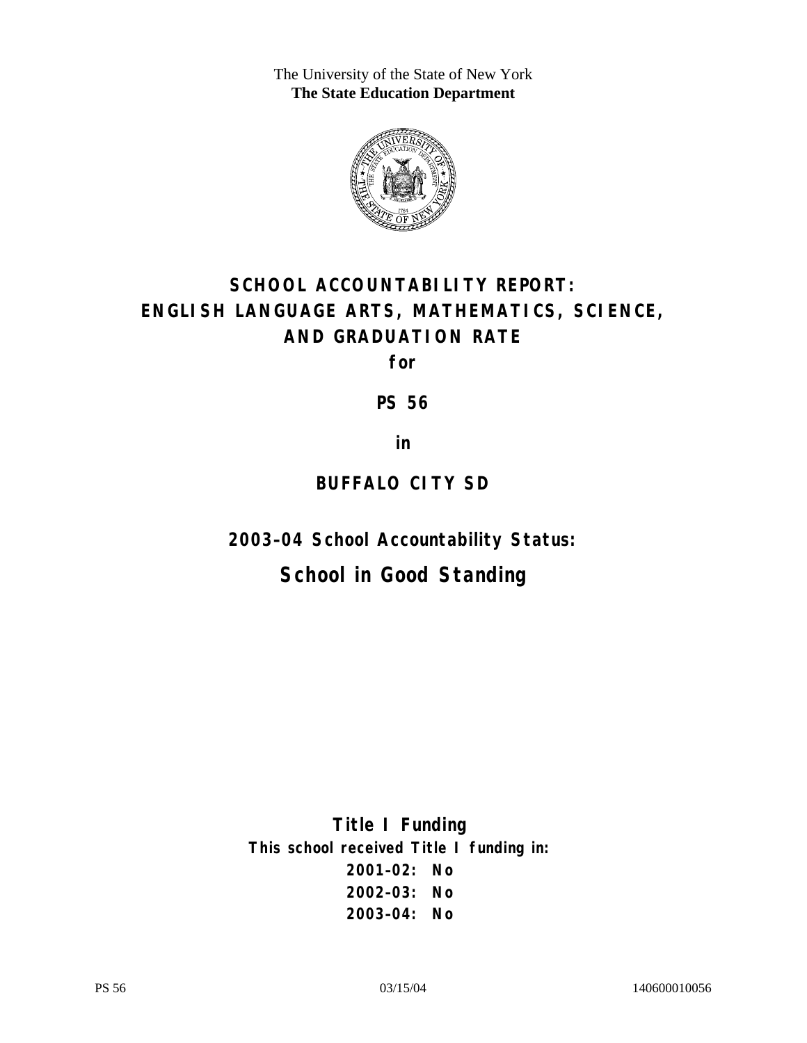The University of the State of New York
**The State Education Department**

# SCHOOL ACCOUNTABILITY REPORT: ENGLISH LANGUAGE ARTS, MATHEMATICS, SCIENCE, AND GRADUATION RATE

**for**

**PS 56**

**in**

**BUFFALO CITY SD**

## 2003–04 School Accountability Status:

## School in Good Standing

**Title I Funding**

**This school received Title I funding in:**

**2001–02: No**

**2002–03: No**

**2003–04: No**

PS 56 03/15/04 140600010056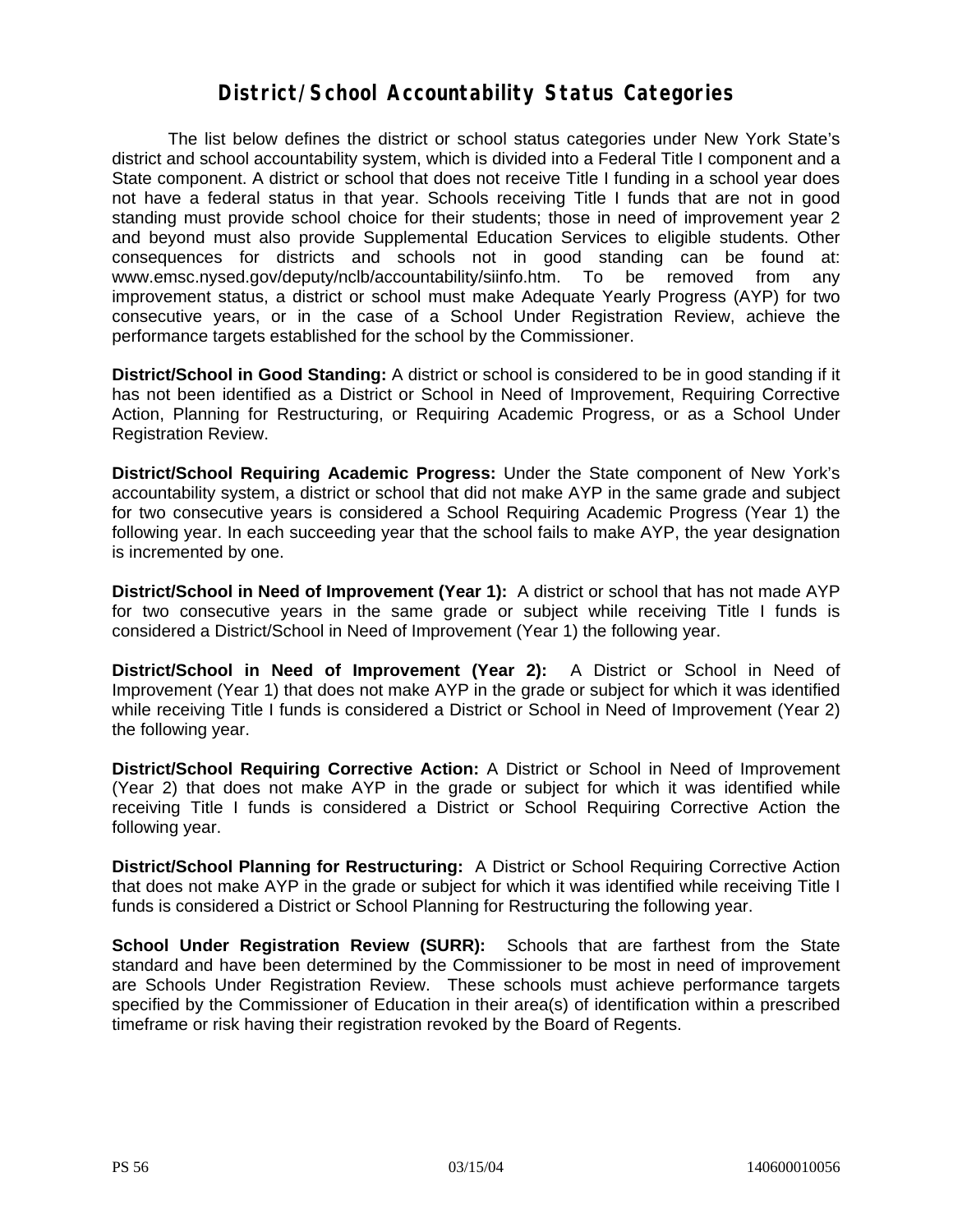# District/School Accountability Status Categories

The list below defines the district or school status categories under New York State's district and school accountability system, which is divided into a Federal Title I component and a State component. A district or school that does not receive Title I funding in a school year does not have a federal status in that year. Schools receiving Title I funds that are not in good standing must provide school choice for their students; those in need of improvement year 2 and beyond must also provide Supplemental Education Services to eligible students. Other consequences for districts and schools not in good standing can be found at: www.emsc.nysed.gov/deputy/nclb/accountability/siinfo.htm. To be removed from any improvement status, a district or school must make Adequate Yearly Progress (AYP) for two consecutive years, or in the case of a School Under Registration Review, achieve the performance targets established for the school by the Commissioner.

**District/School in Good Standing:** A district or school is considered to be in good standing if it has not been identified as a District or School in Need of Improvement, Requiring Corrective Action, Planning for Restructuring, or Requiring Academic Progress, or as a School Under Registration Review.

**District/School Requiring Academic Progress:** Under the State component of New York's accountability system, a district or school that did not make AYP in the same grade and subject for two consecutive years is considered a School Requiring Academic Progress (Year 1) the following year. In each succeeding year that the school fails to make AYP, the year designation is incremented by one.

**District/School in Need of Improvement (Year 1):** A district or school that has not made AYP for two consecutive years in the same grade or subject while receiving Title I funds is considered a District/School in Need of Improvement (Year 1) the following year.

**District/School in Need of Improvement (Year 2):** A District or School in Need of Improvement (Year 1) that does not make AYP in the grade or subject for which it was identified while receiving Title I funds is considered a District or School in Need of Improvement (Year 2) the following year.

**District/School Requiring Corrective Action:** A District or School in Need of Improvement (Year 2) that does not make AYP in the grade or subject for which it was identified while receiving Title I funds is considered a District or School Requiring Corrective Action the following year.

**District/School Planning for Restructuring:** A District or School Requiring Corrective Action that does not make AYP in the grade or subject for which it was identified while receiving Title I funds is considered a District or School Planning for Restructuring the following year.

**School Under Registration Review (SURR):** Schools that are farthest from the State standard and have been determined by the Commissioner to be most in need of improvement are Schools Under Registration Review. These schools must achieve performance targets specified by the Commissioner of Education in their area(s) of identification within a prescribed timeframe or risk having their registration revoked by the Board of Regents.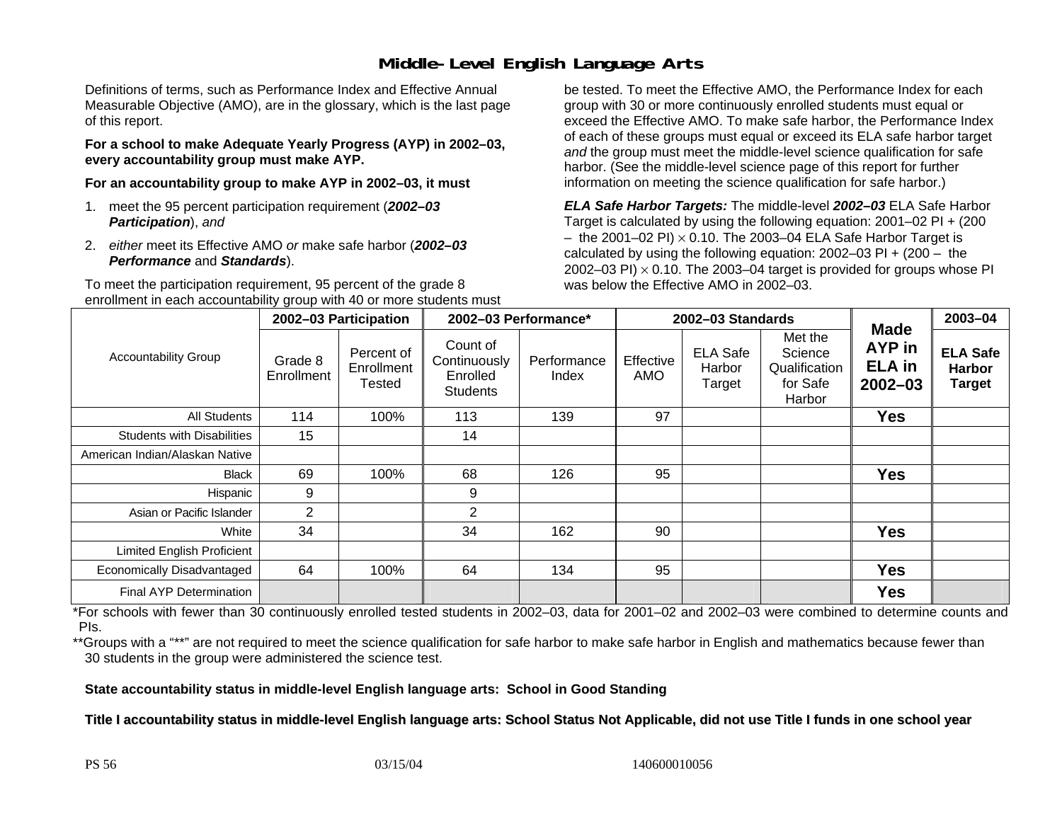# Middle-Level English Language Arts

Definitions of terms, such as Performance Index and Effective Annual Measurable Objective (AMO), are in the glossary, which is the last page of this report.

**For a school to make Adequate Yearly Progress (AYP) in 2002–03, every accountability group must make AYP.**

**For an accountability group to make AYP in 2002–03, it must**

1. meet the 95 percent participation requirement (***2002–03 Participation***), *and*
2. *either* meet its Effective AMO *or* make safe harbor (***2002–03 Performance*** and ***Standards***).

To meet the participation requirement, 95 percent of the grade 8 enrollment in each accountability group with 40 or more students must be tested. To meet the Effective AMO, the Performance Index for each group with 30 or more continuously enrolled students must equal or exceed the Effective AMO. To make safe harbor, the Performance Index of each of these groups must equal or exceed its ELA safe harbor target *and* the group must meet the middle-level science qualification for safe harbor. (See the middle-level science page of this report for further information on meeting the science qualification for safe harbor.)

***ELA Safe Harbor Targets:*** The middle-level ***2002–03*** ELA Safe Harbor Target is calculated by using the following equation: 2001–02 PI + (200 – the 2001–02 PI) $\times$ 0.10. The 2003–04 ELA Safe Harbor Target is calculated by using the following equation: 2002–03 PI + (200 – the 2002–03 PI) $\times$ 0.10. The 2003–04 target is provided for groups whose PI was below the Effective AMO in 2002–03.

| Accountability Group | 2002–03 Participation | | 2002–03 Performance* | | 2002–03 Standards | | | Made AYP in ELA in 2002–03 | 2003–04 |
|---|---|---|---|---|---|---|---|---|---|
| | Grade 8 Enrollment | Percent of Enrollment Tested | Count of Continuously Enrolled Students | Performance Index | Effective AMO | ELA Safe Harbor Target | Met the Science Qualification for Safe Harbor | | ELA Safe Harbor Target |
| All Students | 114 | 100% | 113 | 139 | 97 | | | **Yes** | |
| Students with Disabilities | 15 | | 14 | | | | | | |
| American Indian/Alaskan Native | | | | | | | | | |
| Black | 69 | 100% | 68 | 126 | 95 | | | **Yes** | |
| Hispanic | 9 | | 9 | | | | | | |
| Asian or Pacific Islander | 2 | | 2 | | | | | | |
| White | 34 | | 34 | 162 | 90 | | | **Yes** | |
| Limited English Proficient | | | | | | | | | |
| Economically Disadvantaged | 64 | 100% | 64 | 134 | 95 | | | **Yes** | |
| Final AYP Determination | | | | | | | | **Yes** | |

*For schools with fewer than 30 continuously enrolled tested students in 2002–03, data for 2001–02 and 2002–03 were combined to determine counts and PIs.

**Groups with a "**" are not required to meet the science qualification for safe harbor to make safe harbor in English and mathematics because fewer than 30 students in the group were administered the science test.

**State accountability status in middle-level English language arts: School in Good Standing**

**Title I accountability status in middle-level English language arts: School Status Not Applicable, did not use Title I funds in one school year**

PS 56 03/15/04 140600010056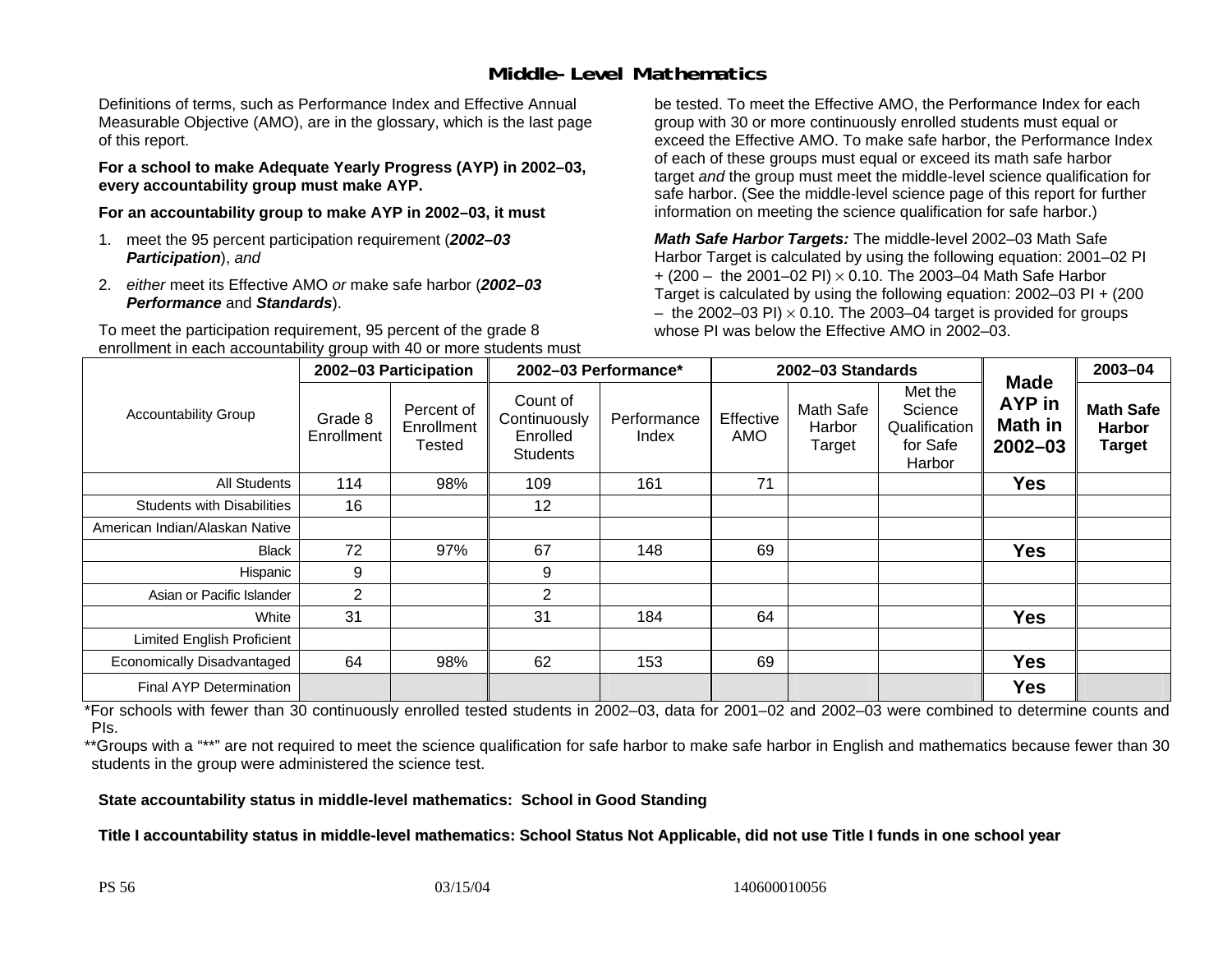# Middle-Level Mathematics

Definitions of terms, such as Performance Index and Effective Annual Measurable Objective (AMO), are in the glossary, which is the last page of this report.

**For a school to make Adequate Yearly Progress (AYP) in 2002–03, every accountability group must make AYP.**

**For an accountability group to make AYP in 2002–03, it must**

1. meet the 95 percent participation requirement (***2002–03 Participation***), *and*
2. *either* meet its Effective AMO *or* make safe harbor (***2002–03 Performance*** and ***Standards***).

To meet the participation requirement, 95 percent of the grade 8 enrollment in each accountability group with 40 or more students must be tested. To meet the Effective AMO, the Performance Index for each group with 30 or more continuously enrolled students must equal or exceed the Effective AMO. To make safe harbor, the Performance Index of each of these groups must equal or exceed its math safe harbor target *and* the group must meet the middle-level science qualification for safe harbor. (See the middle-level science page of this report for further information on meeting the science qualification for safe harbor.)

***Math Safe Harbor Targets:*** The middle-level 2002–03 Math Safe Harbor Target is calculated by using the following equation: 2001–02 PI + (200 – the 2001–02 PI) $\times$ 0.10. The 2003–04 Math Safe Harbor Target is calculated by using the following equation: 2002–03 PI + (200 – the 2002–03 PI) $\times$ 0.10. The 2003–04 target is provided for groups whose PI was below the Effective AMO in 2002–03.

| Accountability Group | 2002–03 Participation | | 2002–03 Performance* | | 2002–03 Standards | | | Made AYP in Math in 2002–03 | 2003–04 |
|---|---|---|---|---|---|---|---|---|---|
| | Grade 8 Enrollment | Percent of Enrollment Tested | Count of Continuously Enrolled Students | Performance Index | Effective AMO | Math Safe Harbor Target | Met the Science Qualification for Safe Harbor | | Math Safe Harbor Target |
| All Students | 114 | 98% | 109 | 161 | 71 | | | Yes | |
| Students with Disabilities | 16 | | 12 | | | | | | |
| American Indian/Alaskan Native | | | | | | | | | |
| Black | 72 | 97% | 67 | 148 | 69 | | | Yes | |
| Hispanic | 9 | | 9 | | | | | | |
| Asian or Pacific Islander | 2 | | 2 | | | | | | |
| White | 31 | | 31 | 184 | 64 | | | Yes | |
| Limited English Proficient | | | | | | | | | |
| Economically Disadvantaged | 64 | 98% | 62 | 153 | 69 | | | Yes | |
| Final AYP Determination | | | | | | | | Yes | |

*For schools with fewer than 30 continuously enrolled tested students in 2002–03, data for 2001–02 and 2002–03 were combined to determine counts and PIs.

**Groups with a "**" are not required to meet the science qualification for safe harbor to make safe harbor in English and mathematics because fewer than 30 students in the group were administered the science test.

**State accountability status in middle-level mathematics: School in Good Standing**

**Title I accountability status in middle-level mathematics: School Status Not Applicable, did not use Title I funds in one school year**

PS 56 03/15/04 140600010056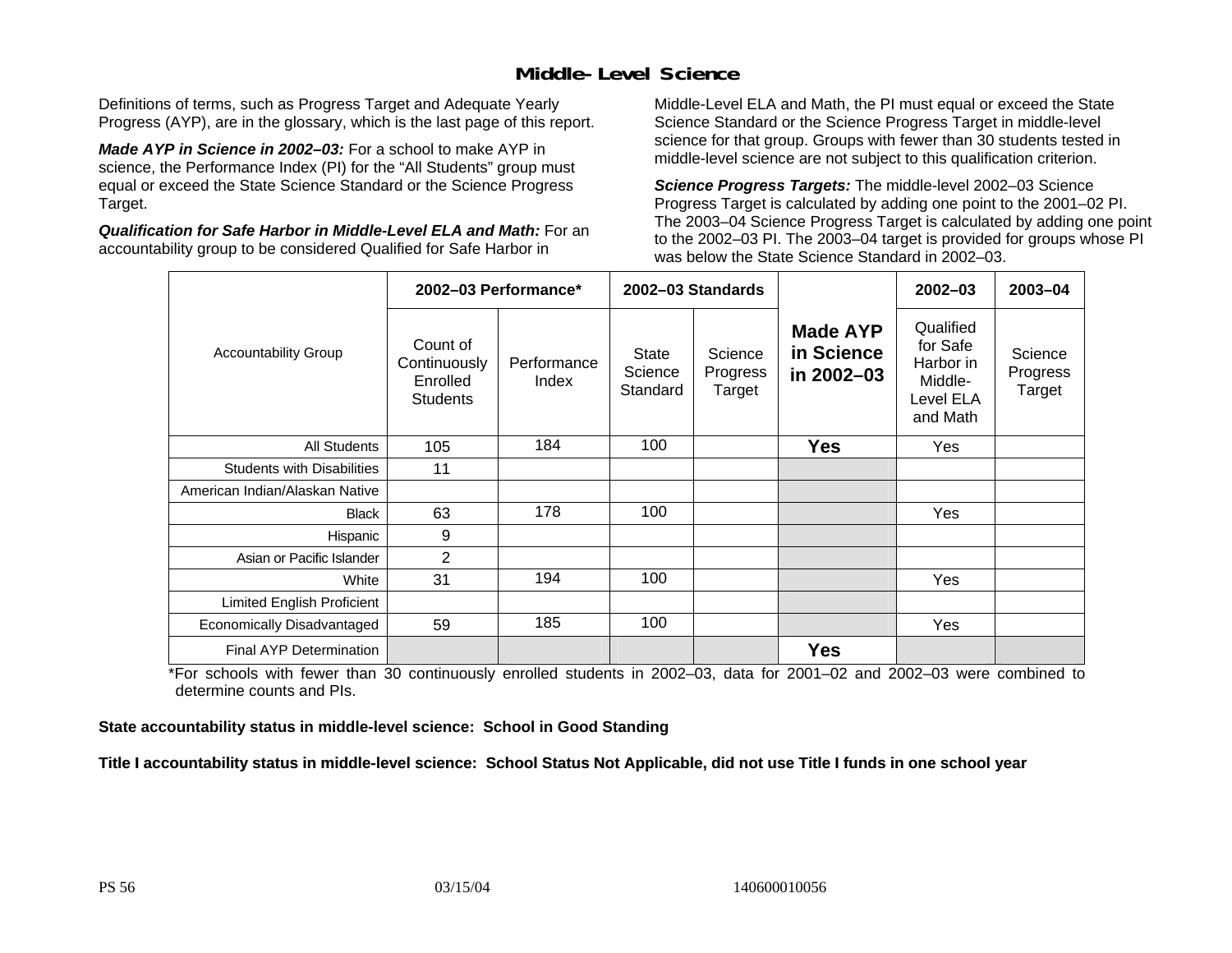## Middle-Level Science

Definitions of terms, such as Progress Target and Adequate Yearly Progress (AYP), are in the glossary, which is the last page of this report.

***Made AYP in Science in 2002–03:*** For a school to make AYP in science, the Performance Index (PI) for the "All Students" group must equal or exceed the State Science Standard or the Science Progress Target.

***Qualification for Safe Harbor in Middle-Level ELA and Math:*** For an accountability group to be considered Qualified for Safe Harbor in Middle-Level ELA and Math, the PI must equal or exceed the State Science Standard or the Science Progress Target in middle-level science for that group. Groups with fewer than 30 students tested in middle-level science are not subject to this qualification criterion.

***Science Progress Targets:*** The middle-level 2002–03 Science Progress Target is calculated by adding one point to the 2001–02 PI. The 2003–04 Science Progress Target is calculated by adding one point to the 2002–03 PI. The 2003–04 target is provided for groups whose PI was below the State Science Standard in 2002–03.

| Accountability Group | 2002–03 Performance* | | 2002–03 Standards | | Made AYP in Science in 2002–03 | 2002–03 | 2003–04 |
|---|---|---|---|---|---|---|---|
| | Count of Continuously Enrolled Students | Performance Index | State Science Standard | Science Progress Target | | Qualified for Safe Harbor in Middle-Level ELA and Math | Science Progress Target |
| All Students | 105 | 184 | 100 | | **Yes** | Yes | |
| Students with Disabilities | 11 | | | | | | |
| American Indian/Alaskan Native | | | | | | | |
| Black | 63 | 178 | 100 | | | Yes | |
| Hispanic | 9 | | | | | | |
| Asian or Pacific Islander | 2 | | | | | | |
| White | 31 | 194 | 100 | | | Yes | |
| Limited English Proficient | | | | | | | |
| Economically Disadvantaged | 59 | 185 | 100 | | | Yes | |
| Final AYP Determination | | | | | **Yes** | | |

*For schools with fewer than 30 continuously enrolled students in 2002–03, data for 2001–02 and 2002–03 were combined to determine counts and PIs.

**State accountability status in middle-level science: School in Good Standing**

**Title I accountability status in middle-level science: School Status Not Applicable, did not use Title I funds in one school year**

PS 56 03/15/04 140600010056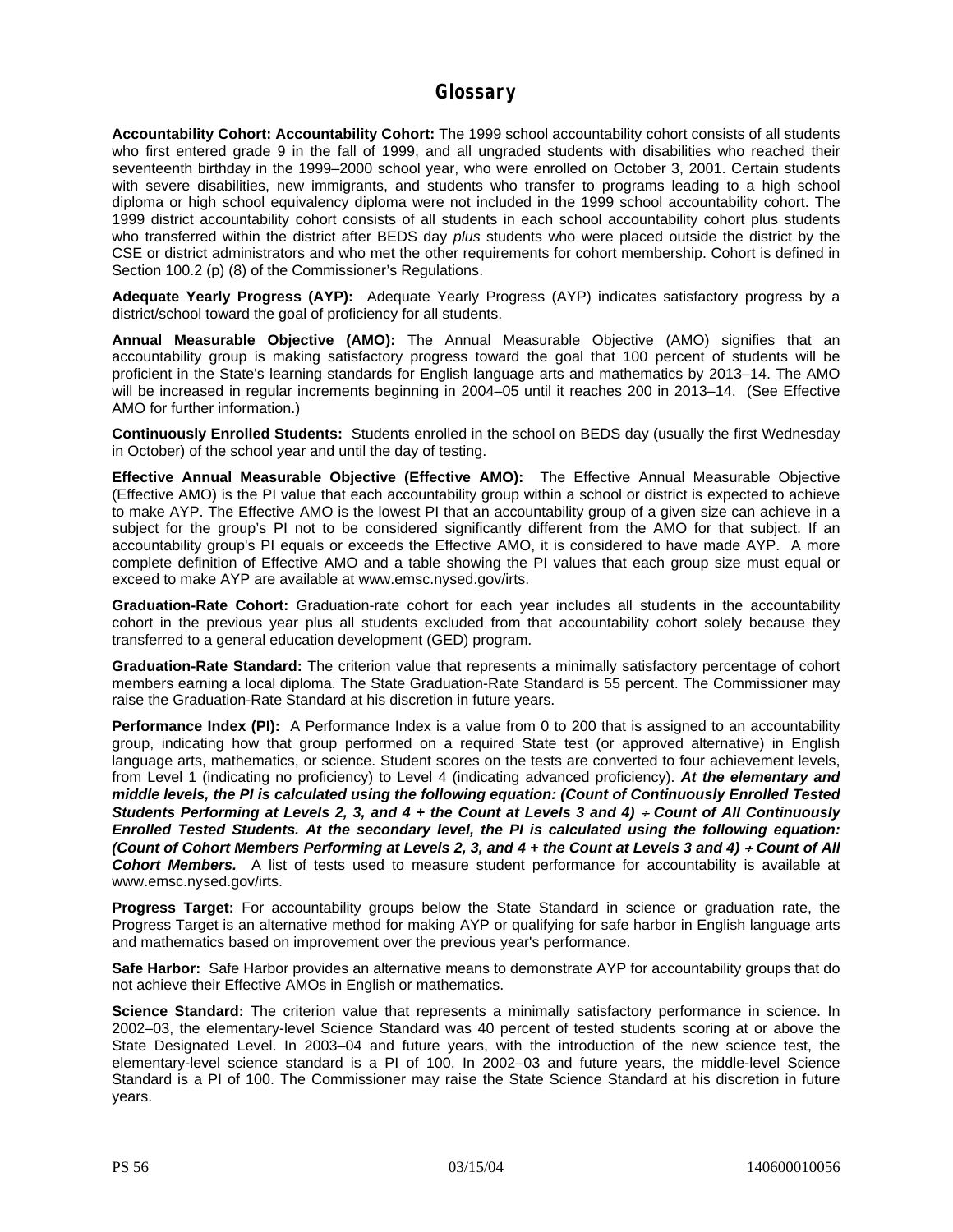# Glossary

**Accountability Cohort: Accountability Cohort:** The 1999 school accountability cohort consists of all students who first entered grade 9 in the fall of 1999, and all ungraded students with disabilities who reached their seventeenth birthday in the 1999–2000 school year, who were enrolled on October 3, 2001. Certain students with severe disabilities, new immigrants, and students who transfer to programs leading to a high school diploma or high school equivalency diploma were not included in the 1999 school accountability cohort. The 1999 district accountability cohort consists of all students in each school accountability cohort plus students who transferred within the district after BEDS day *plus* students who were placed outside the district by the CSE or district administrators and who met the other requirements for cohort membership. Cohort is defined in Section 100.2 (p) (8) of the Commissioner's Regulations.

**Adequate Yearly Progress (AYP):** Adequate Yearly Progress (AYP) indicates satisfactory progress by a district/school toward the goal of proficiency for all students.

**Annual Measurable Objective (AMO):** The Annual Measurable Objective (AMO) signifies that an accountability group is making satisfactory progress toward the goal that 100 percent of students will be proficient in the State's learning standards for English language arts and mathematics by 2013–14. The AMO will be increased in regular increments beginning in 2004–05 until it reaches 200 in 2013–14. (See Effective AMO for further information.)

**Continuously Enrolled Students:** Students enrolled in the school on BEDS day (usually the first Wednesday in October) of the school year and until the day of testing.

**Effective Annual Measurable Objective (Effective AMO):** The Effective Annual Measurable Objective (Effective AMO) is the PI value that each accountability group within a school or district is expected to achieve to make AYP. The Effective AMO is the lowest PI that an accountability group of a given size can achieve in a subject for the group's PI not to be considered significantly different from the AMO for that subject. If an accountability group's PI equals or exceeds the Effective AMO, it is considered to have made AYP. A more complete definition of Effective AMO and a table showing the PI values that each group size must equal or exceed to make AYP are available at www.emsc.nysed.gov/irts.

**Graduation-Rate Cohort:** Graduation-rate cohort for each year includes all students in the accountability cohort in the previous year plus all students excluded from that accountability cohort solely because they transferred to a general education development (GED) program.

**Graduation-Rate Standard:** The criterion value that represents a minimally satisfactory percentage of cohort members earning a local diploma. The State Graduation-Rate Standard is 55 percent. The Commissioner may raise the Graduation-Rate Standard at his discretion in future years.

**Performance Index (PI):** A Performance Index is a value from 0 to 200 that is assigned to an accountability group, indicating how that group performed on a required State test (or approved alternative) in English language arts, mathematics, or science. Student scores on the tests are converted to four achievement levels, from Level 1 (indicating no proficiency) to Level 4 (indicating advanced proficiency). ***At the elementary and middle levels, the PI is calculated using the following equation: (Count of Continuously Enrolled Tested Students Performing at Levels 2, 3, and 4 + the Count at Levels 3 and 4) ÷ Count of All Continuously Enrolled Tested Students. At the secondary level, the PI is calculated using the following equation: (Count of Cohort Members Performing at Levels 2, 3, and 4 + the Count at Levels 3 and 4) ÷ Count of All Cohort Members.*** A list of tests used to measure student performance for accountability is available at www.emsc.nysed.gov/irts.

**Progress Target:** For accountability groups below the State Standard in science or graduation rate, the Progress Target is an alternative method for making AYP or qualifying for safe harbor in English language arts and mathematics based on improvement over the previous year's performance.

**Safe Harbor:** Safe Harbor provides an alternative means to demonstrate AYP for accountability groups that do not achieve their Effective AMOs in English or mathematics.

**Science Standard:** The criterion value that represents a minimally satisfactory performance in science. In 2002–03, the elementary-level Science Standard was 40 percent of tested students scoring at or above the State Designated Level. In 2003–04 and future years, with the introduction of the new science test, the elementary-level science standard is a PI of 100. In 2002–03 and future years, the middle-level Science Standard is a PI of 100. The Commissioner may raise the State Science Standard at his discretion in future years.

PS 56 03/15/04 140600010056